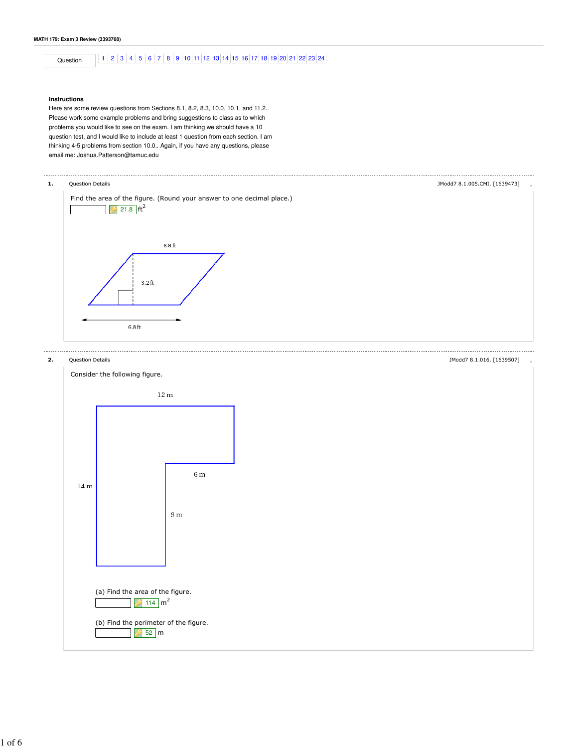**MATH 179: Exam 3 Review (3393768)**

Question | 1 | 2 | 3 | 4 | 5 | 6 | 7 | 8 | 9 | 10 | 11 | 12 | 13 | 14 | 15 | 16 | 17 | 18 | 19 | 20 | 21 | 22 | 23 | 24

**Instructions**

Here are some review questions from Sections 8.1, 8.2, 8.3, 10.0, 10.1, and 11.2.. Please work some example problems and bring suggestions to class as to which problems you would like to see on the exam. I am thinking we should have a 10 question test, and I would like to include at least 1 question from each section. I am thinking 4-5 problems from section 10.0.. Again, if you have any questions, please email me: Joshua.Patterson@tamuc.edu

---

**1.** Question Details — JModd7 8.1.005.CMI. [1639473]

Find the area of the figure. (Round your answer to one decimal place.)

21.8 $ft^2$

6.8 ft

3.2 ft

6.8 ft

---

**2.** Question Details — JModd7 8.1.016. [1639507]

Consider the following figure.

12 m

6 m

14 m

9 m

(a) Find the area of the figure.

114 $m^2$

(b) Find the perimeter of the figure.

52 m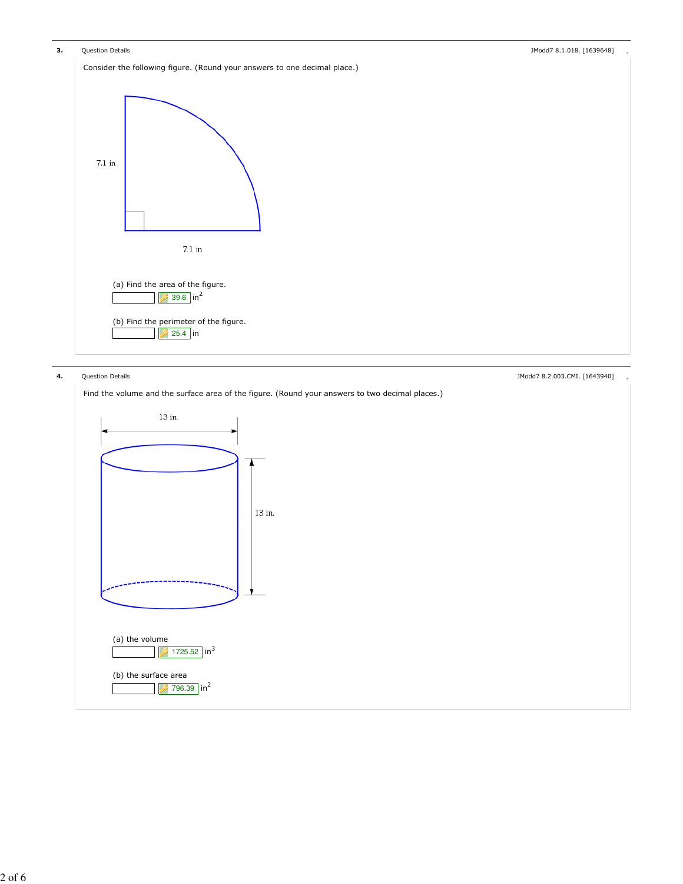**3.** Question Details JModd7 8.1.018. [1639648]

Consider the following figure. (Round your answers to one decimal place.)

7.1 in

7.1 in

(a) Find the area of the figure.

39.6 $in^2$

(b) Find the perimeter of the figure.

25.4 in

**4.** Question Details JModd7 8.2.003.CMI. [1643940]

Find the volume and the surface area of the figure. (Round your answers to two decimal places.)

13 in.

13 in.

(a) the volume

1725.52 $in^3$

(b) the surface area

796.39 $in^2$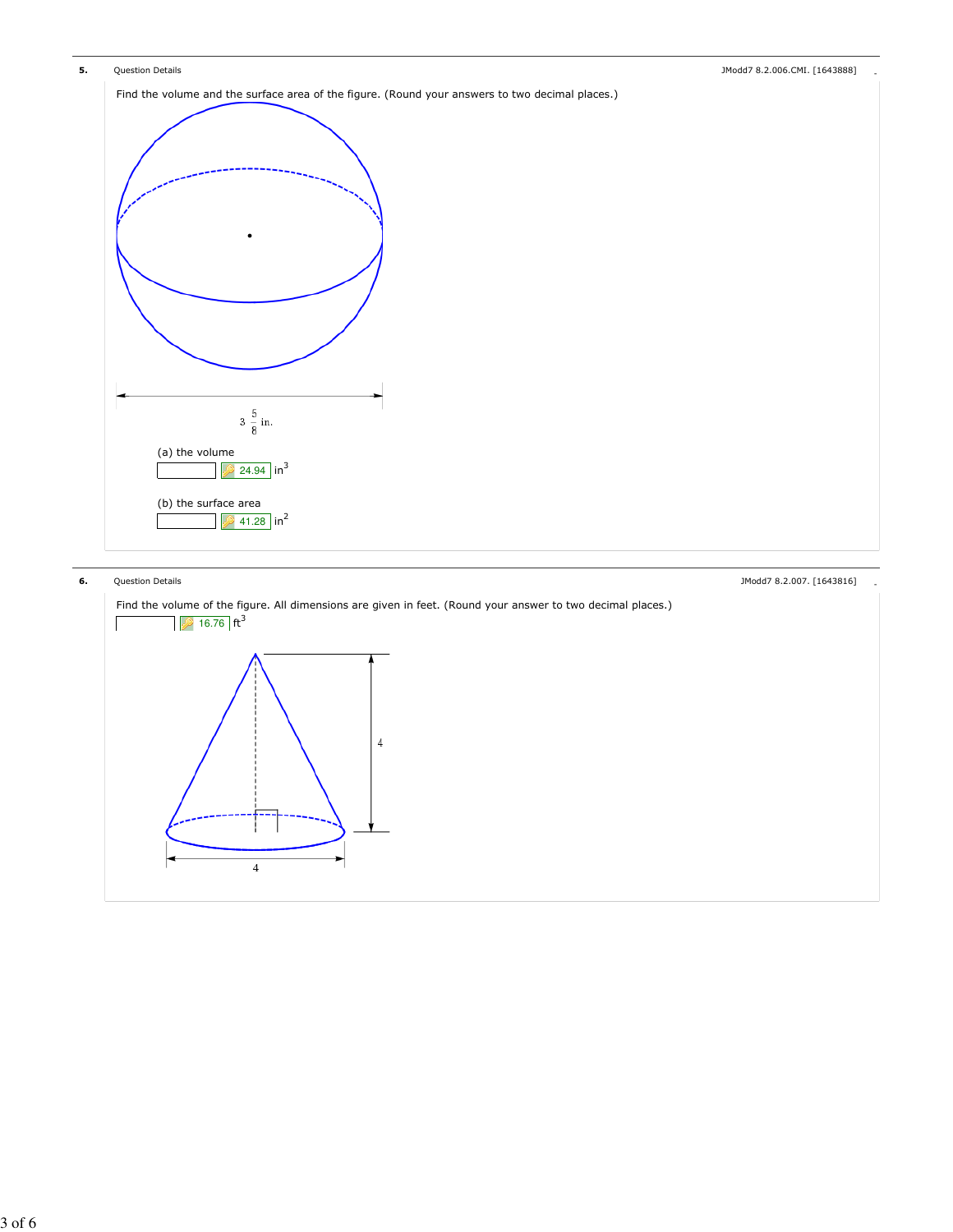**5.** Question Details JModd7 8.2.006.CMI. [1643888]

Find the volume and the surface area of the figure. (Round your answers to two decimal places.)

$3\frac{5}{8}$ in.

(a) the volume

24.94 $in^3$

(b) the surface area

41.28 $in^2$

**6.** Question Details JModd7 8.2.007. [1643816]

Find the volume of the figure. All dimensions are given in feet. (Round your answer to two decimal places.)

16.76 $ft^3$

4

4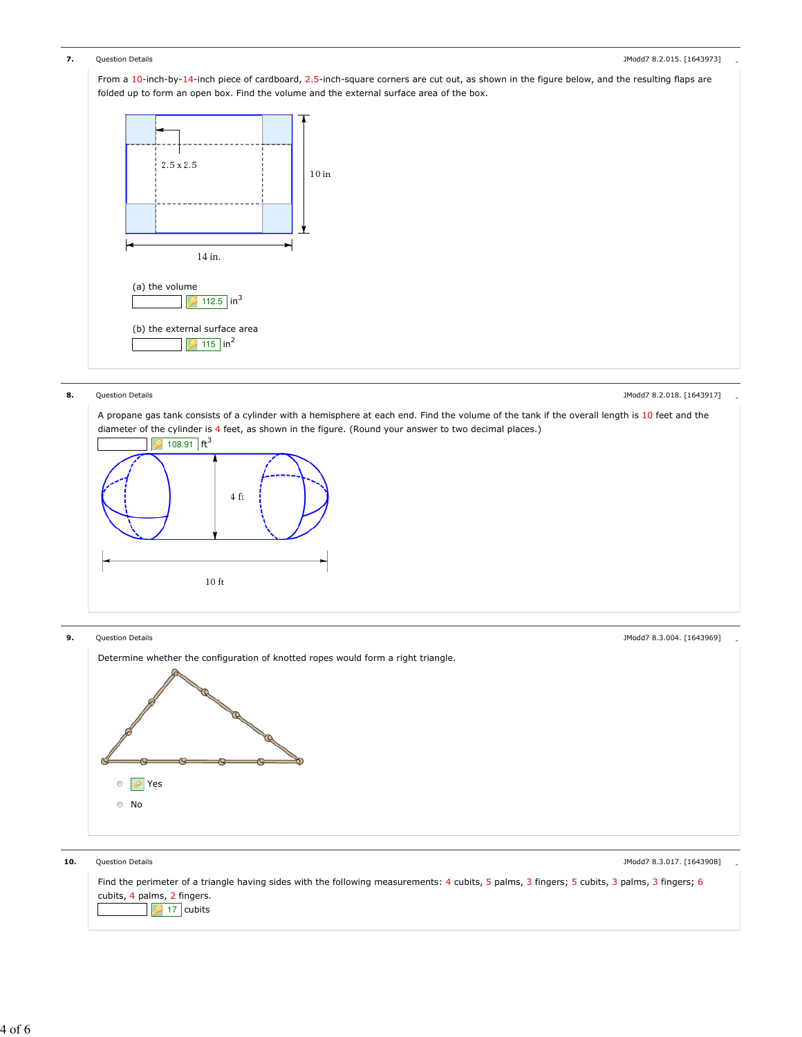**7.** Question Details — JModd7 8.2.015. [1643973]

From a 10-inch-by-14-inch piece of cardboard, 2.5-inch-square corners are cut out, as shown in the figure below, and the resulting flaps are folded up to form an open box. Find the volume and the external surface area of the box.

2.5 x 2.5

10 in

14 in.

(a) the volume

112.5 $in^3$

(b) the external surface area

115 $in^2$

**8.** Question Details — JModd7 8.2.018. [1643917]

A propane gas tank consists of a cylinder with a hemisphere at each end. Find the volume of the tank if the overall length is 10 feet and the diameter of the cylinder is 4 feet, as shown in the figure. (Round your answer to two decimal places.)

108.91 $ft^3$

4 ft

10 ft

**9.** Question Details — JModd7 8.3.004. [1643969]

Determine whether the configuration of knotted ropes would form a right triangle.

- Yes
- No

**10.** Question Details — JModd7 8.3.017. [1643908]

Find the perimeter of a triangle having sides with the following measurements: 4 cubits, 5 palms, 3 fingers; 5 cubits, 3 palms, 3 fingers; 6 cubits, 4 palms, 2 fingers.

17 cubits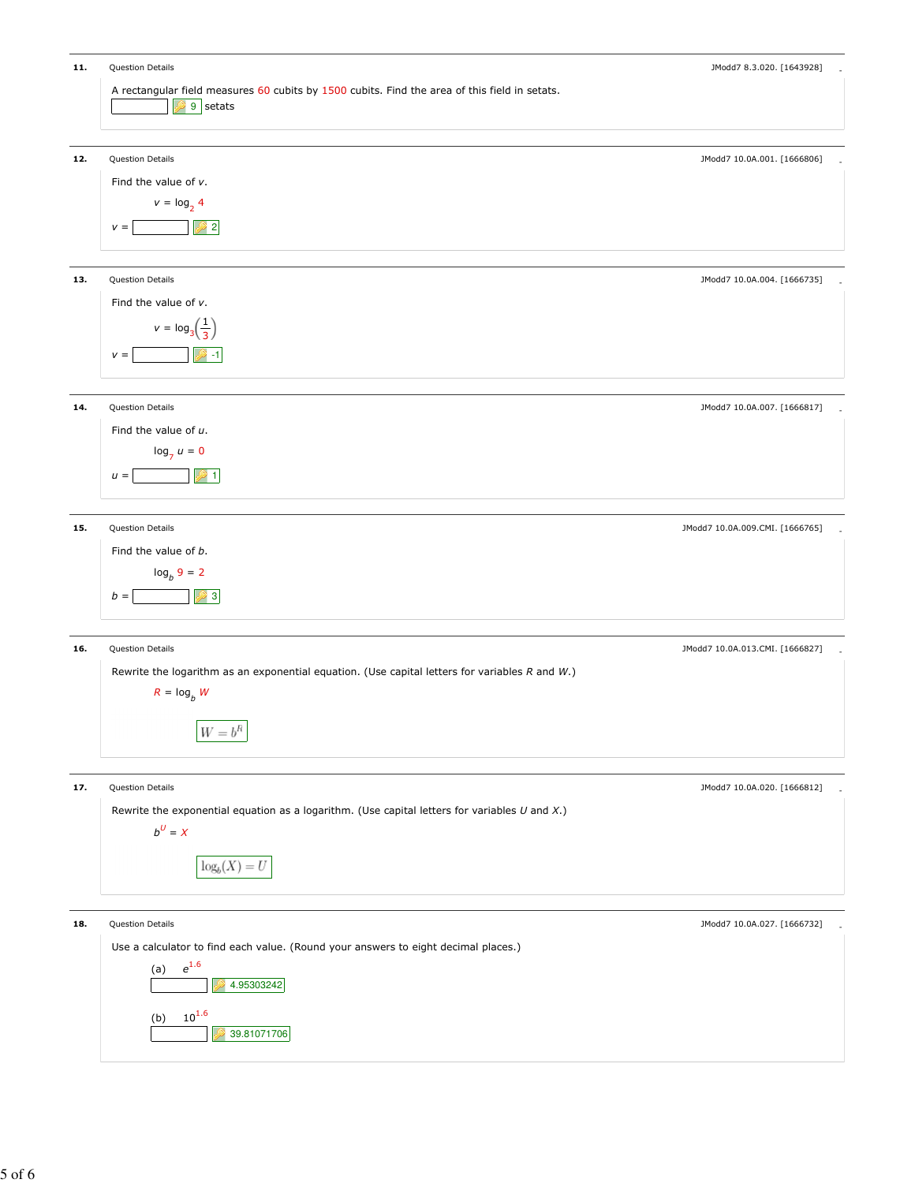**11.** Question Details — JModd7 8.3.020. [1643928]

A rectangular field measures 60 cubits by 1500 cubits. Find the area of this field in setats.

[ ] 9 setats

---

**12.** Question Details — JModd7 10.0A.001. [1666806]

Find the value of $v$.

$$v = \log_2 4$$

$v$ = [ ] 2

---

**13.** Question Details — JModd7 10.0A.004. [1666735]

Find the value of $v$.

$$v = \log_3\left(\frac{1}{3}\right)$$

$v$ = [ ] -1

---

**14.** Question Details — JModd7 10.0A.007. [1666817]

Find the value of $u$.

$$\log_7 u = 0$$

$u$ = [ ] 1

---

**15.** Question Details — JModd7 10.0A.009.CMI. [1666765]

Find the value of $b$.

$$\log_b 9 = 2$$

$b$ = [ ] 3

---

**16.** Question Details — JModd7 10.0A.013.CMI. [1666827]

Rewrite the logarithm as an exponential equation. (Use capital letters for variables $R$ and $W$.)

$$R = \log_b W$$

$$W = b^R$$

---

**17.** Question Details — JModd7 10.0A.020. [1666812]

Rewrite the exponential equation as a logarithm. (Use capital letters for variables $U$ and $X$.)

$$b^U = X$$

$$\log_b(X) = U$$

---

**18.** Question Details — JModd7 10.0A.027. [1666732]

Use a calculator to find each value. (Round your answers to eight decimal places.)

(a) $e^{1.6}$

[ ] 4.95303242

(b) $10^{1.6}$

[ ] 39.81071706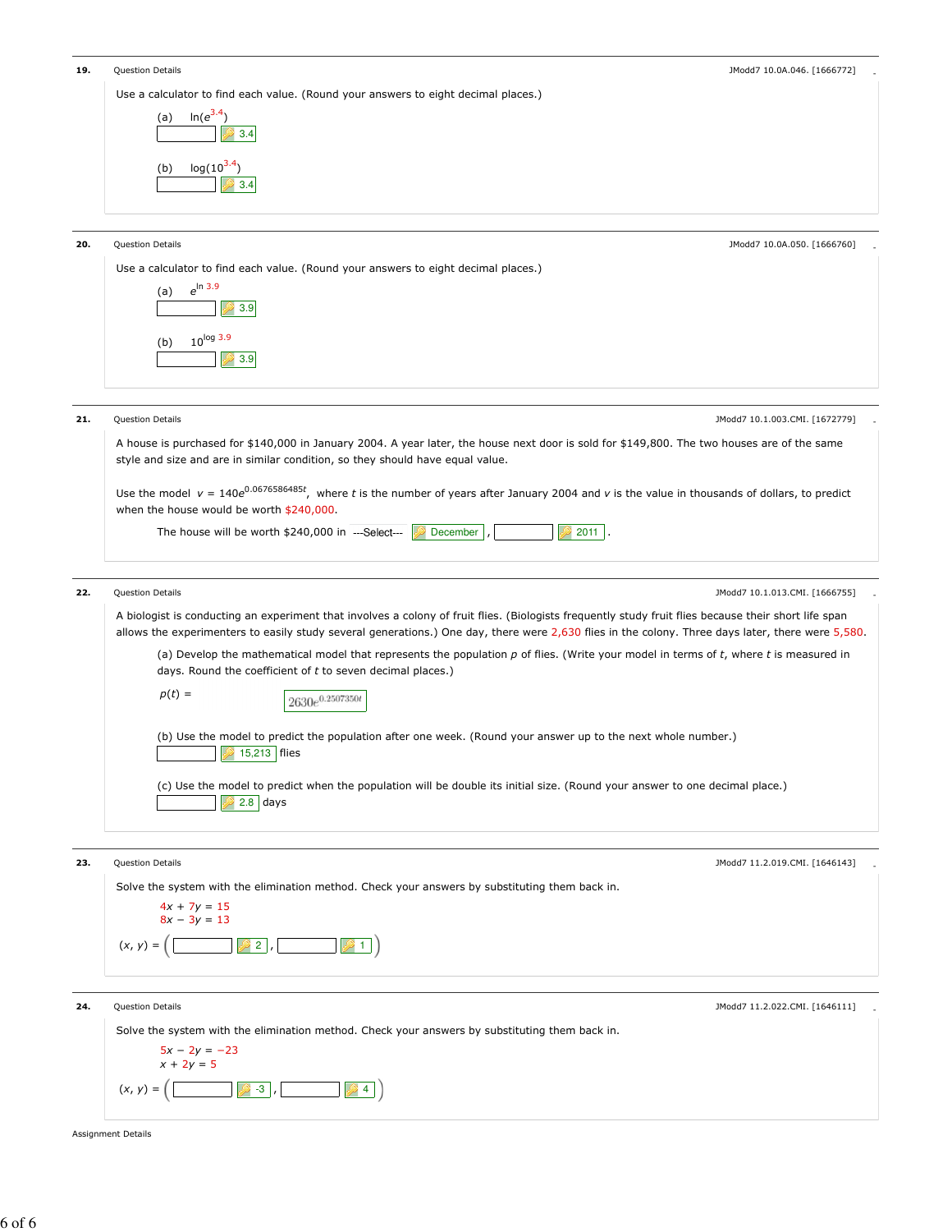**19.** Question Details — JModd7 10.0A.046. [1666772]

Use a calculator to find each value. (Round your answers to eight decimal places.)

(a) $\ln(e^{3.4})$

3.4

(b) $\log(10^{3.4})$

3.4

**20.** Question Details — JModd7 10.0A.050. [1666760]

Use a calculator to find each value. (Round your answers to eight decimal places.)

(a) $e^{\ln 3.9}$

3.9

(b) $10^{\log 3.9}$

3.9

**21.** Question Details — JModd7 10.1.003.CMI. [1672779]

A house is purchased for $140,000 in January 2004. A year later, the house next door is sold for $149,800. The two houses are of the same style and size and are in similar condition, so they should have equal value.

Use the model $v = 140e^{0.0676586485t}$, where $t$ is the number of years after January 2004 and $v$ is the value in thousands of dollars, to predict when the house would be worth $240,000.

The house will be worth $240,000 in ---Select--- December, 2011.

**22.** Question Details — JModd7 10.1.013.CMI. [1666755]

A biologist is conducting an experiment that involves a colony of fruit flies. (Biologists frequently study fruit flies because their short life span allows the experimenters to easily study several generations.) One day, there were 2,630 flies in the colony. Three days later, there were 5,580.

(a) Develop the mathematical model that represents the population $p$ of flies. (Write your model in terms of $t$, where $t$ is measured in days. Round the coefficient of $t$ to seven decimal places.)

$p(t) =$ $2630e^{0.2507350t}$

(b) Use the model to predict the population after one week. (Round your answer up to the next whole number.)

15,213 flies

(c) Use the model to predict when the population will be double its initial size. (Round your answer to one decimal place.)

2.8 days

**23.** Question Details — JModd7 11.2.019.CMI. [1646143]

Solve the system with the elimination method. Check your answers by substituting them back in.

$4x + 7y = 15$
$8x - 3y = 13$

$(x, y) = (2, 1)$

**24.** Question Details — JModd7 11.2.022.CMI. [1646111]

Solve the system with the elimination method. Check your answers by substituting them back in.

$5x - 2y = -23$
$x + 2y = 5$

$(x, y) = (-3, 4)$

Assignment Details